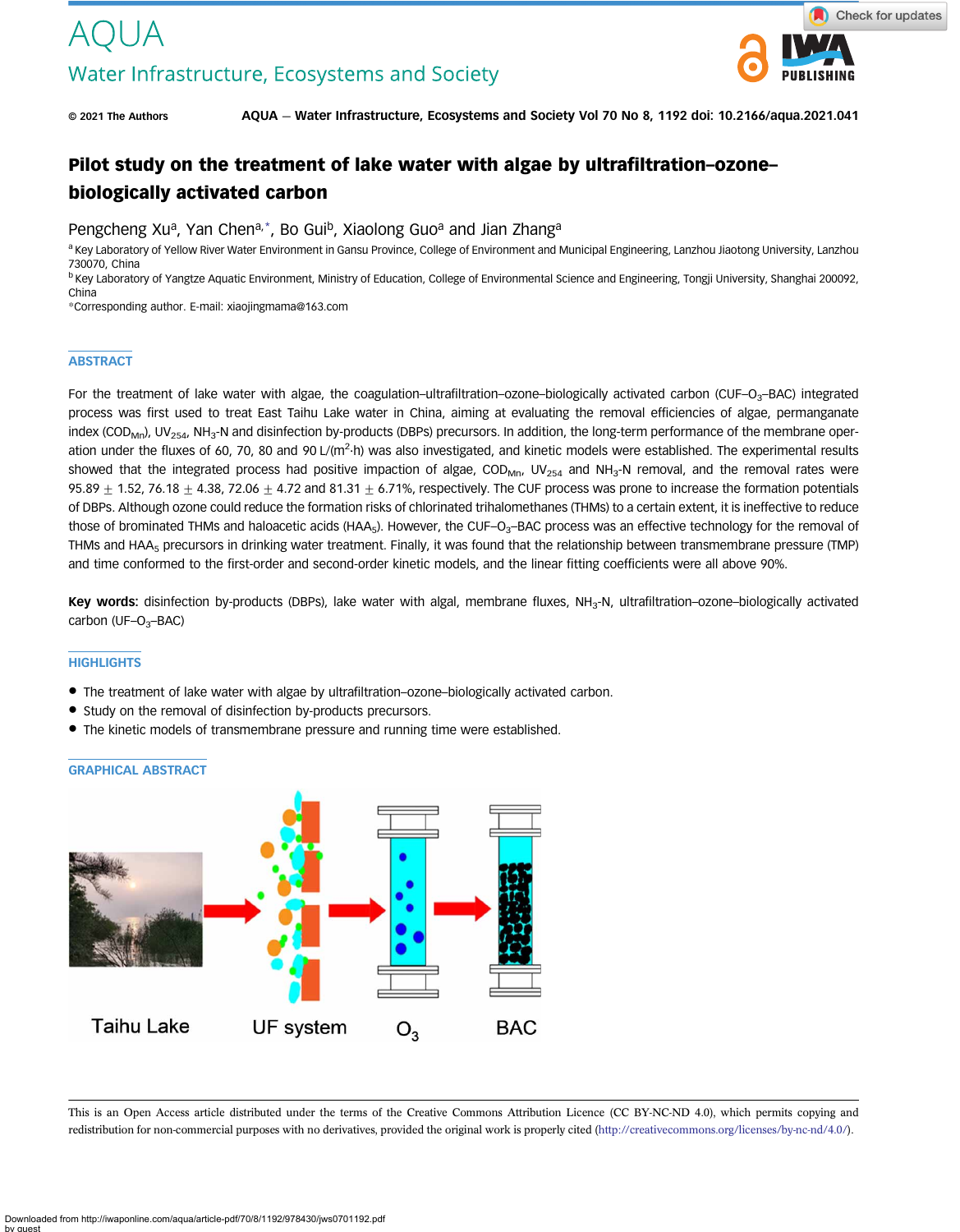# AQUA

## Water Infrastructure, Ecosystems and Society

© 2021 The Authors

# Pilot study on the treatment of lake water with algae by ultrafiltration–ozone–biologically activated carbon

Pengcheng Xu[a], Yan Chen[a,*], Bo Gui[b], Xiaolong Guo[a] and Jian Zhang[a]

[a] Key Laboratory of Yellow River Water Environment in Gansu Province, College of Environment and Municipal Engineering, Lanzhou Jiaotong University, Lanzhou 730070, China

[b] Key Laboratory of Yangtze Aquatic Environment, Ministry of Education, College of Environmental Science and Engineering, Tongji University, Shanghai 200092, China

*Corresponding author. E-mail: xiaojingmama@163.com

## ABSTRACT

For the treatment of lake water with algae, the coagulation–ultrafiltration–ozone–biologically activated carbon (CUF–$O_3$–BAC) integrated process was first used to treat East Taihu Lake water in China, aiming at evaluating the removal efficiencies of algae, permanganate index ($COD_{Mn}$), $UV_{254}$, $NH_3$-N and disinfection by-products (DBPs) precursors. In addition, the long-term performance of the membrane operation under the fluxes of 60, 70, 80 and 90 L/($m^2$·h) was also investigated, and kinetic models were established. The experimental results showed that the integrated process had positive impaction of algae, $COD_{Mn}$, $UV_{254}$ and $NH_3$-N removal, and the removal rates were 95.89 ± 1.52, 76.18 ± 4.38, 72.06 ± 4.72 and 81.31 ± 6.71%, respectively. The CUF process was prone to increase the formation potentials of DBPs. Although ozone could reduce the formation risks of chlorinated trihalomethanes (THMs) to a certain extent, it is ineffective to reduce those of brominated THMs and haloacetic acids ($HAA_5$). However, the CUF–$O_3$–BAC process was an effective technology for the removal of THMs and $HAA_5$ precursors in drinking water treatment. Finally, it was found that the relationship between transmembrane pressure (TMP) and time conformed to the first-order and second-order kinetic models, and the linear fitting coefficients were all above 90%.

**Key words:** disinfection by-products (DBPs), lake water with algal, membrane fluxes, $NH_3$-N, ultrafiltration–ozone–biologically activated carbon (UF–$O_3$–BAC)

## HIGHLIGHTS

- The treatment of lake water with algae by ultrafiltration–ozone–biologically activated carbon.
- Study on the removal of disinfection by-products precursors.
- The kinetic models of transmembrane pressure and running time were established.

## GRAPHICAL ABSTRACT

Taihu Lake  UF system  $O_3$  BAC

This is an Open Access article distributed under the terms of the Creative Commons Attribution Licence (CC BY-NC-ND 4.0), which permits copying and redistribution for non-commercial purposes with no derivatives, provided the original work is properly cited (http://creativecommons.org/licenses/by-nc-nd/4.0/).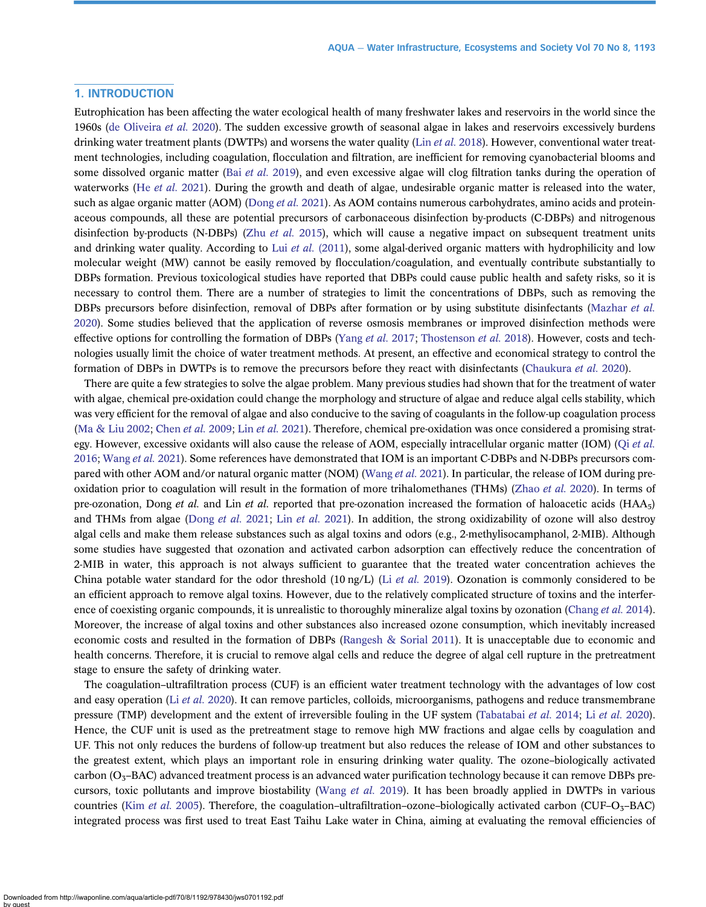## 1. INTRODUCTION

Eutrophication has been affecting the water ecological health of many freshwater lakes and reservoirs in the world since the 1960s (de Oliveira *et al.* 2020). The sudden excessive growth of seasonal algae in lakes and reservoirs excessively burdens drinking water treatment plants (DWTPs) and worsens the water quality (Lin *et al.* 2018). However, conventional water treatment technologies, including coagulation, flocculation and filtration, are inefficient for removing cyanobacterial blooms and some dissolved organic matter (Bai *et al.* 2019), and even excessive algae will clog filtration tanks during the operation of waterworks (He *et al.* 2021). During the growth and death of algae, undesirable organic matter is released into the water, such as algae organic matter (AOM) (Dong *et al.* 2021). As AOM contains numerous carbohydrates, amino acids and proteinaceous compounds, all these are potential precursors of carbonaceous disinfection by-products (C-DBPs) and nitrogenous disinfection by-products (N-DBPs) (Zhu *et al.* 2015), which will cause a negative impact on subsequent treatment units and drinking water quality. According to Lui *et al.* (2011), some algal-derived organic matters with hydrophilicity and low molecular weight (MW) cannot be easily removed by flocculation/coagulation, and eventually contribute substantially to DBPs formation. Previous toxicological studies have reported that DBPs could cause public health and safety risks, so it is necessary to control them. There are a number of strategies to limit the concentrations of DBPs, such as removing the DBPs precursors before disinfection, removal of DBPs after formation or by using substitute disinfectants (Mazhar *et al.* 2020). Some studies believed that the application of reverse osmosis membranes or improved disinfection methods were effective options for controlling the formation of DBPs (Yang *et al.* 2017; Thostenson *et al.* 2018). However, costs and technologies usually limit the choice of water treatment methods. At present, an effective and economical strategy to control the formation of DBPs in DWTPs is to remove the precursors before they react with disinfectants (Chaukura *et al.* 2020).

There are quite a few strategies to solve the algae problem. Many previous studies had shown that for the treatment of water with algae, chemical pre-oxidation could change the morphology and structure of algae and reduce algal cells stability, which was very efficient for the removal of algae and also conducive to the saving of coagulants in the follow-up coagulation process (Ma & Liu 2002; Chen *et al.* 2009; Lin *et al.* 2021). Therefore, chemical pre-oxidation was once considered a promising strategy. However, excessive oxidants will also cause the release of AOM, especially intracellular organic matter (IOM) (Qi *et al.* 2016; Wang *et al.* 2021). Some references have demonstrated that IOM is an important C-DBPs and N-DBPs precursors compared with other AOM and/or natural organic matter (NOM) (Wang *et al.* 2021). In particular, the release of IOM during pre-oxidation prior to coagulation will result in the formation of more trihalomethanes (THMs) (Zhao *et al.* 2020). In terms of pre-ozonation, Dong *et al.* and Lin *et al.* reported that pre-ozonation increased the formation of haloacetic acids ($HAA_5$) and THMs from algae (Dong *et al.* 2021; Lin *et al.* 2021). In addition, the strong oxidizability of ozone will also destroy algal cells and make them release substances such as algal toxins and odors (e.g., 2-methylisocamphanol, 2-MIB). Although some studies have suggested that ozonation and activated carbon adsorption can effectively reduce the concentration of 2-MIB in water, this approach is not always sufficient to guarantee that the treated water concentration achieves the China potable water standard for the odor threshold (10 ng/L) (Li *et al.* 2019). Ozonation is commonly considered to be an efficient approach to remove algal toxins. However, due to the relatively complicated structure of toxins and the interference of coexisting organic compounds, it is unrealistic to thoroughly mineralize algal toxins by ozonation (Chang *et al.* 2014). Moreover, the increase of algal toxins and other substances also increased ozone consumption, which inevitably increased economic costs and resulted in the formation of DBPs (Rangesh & Sorial 2011). It is unacceptable due to economic and health concerns. Therefore, it is crucial to remove algal cells and reduce the degree of algal cell rupture in the pretreatment stage to ensure the safety of drinking water.

The coagulation–ultrafiltration process (CUF) is an efficient water treatment technology with the advantages of low cost and easy operation (Li *et al.* 2020). It can remove particles, colloids, microorganisms, pathogens and reduce transmembrane pressure (TMP) development and the extent of irreversible fouling in the UF system (Tabatabai *et al.* 2014; Li *et al.* 2020). Hence, the CUF unit is used as the pretreatment stage to remove high MW fractions and algae cells by coagulation and UF. This not only reduces the burdens of follow-up treatment but also reduces the release of IOM and other substances to the greatest extent, which plays an important role in ensuring drinking water quality. The ozone–biologically activated carbon ($O_3$–BAC) advanced treatment process is an advanced water purification technology because it can remove DBPs precursors, toxic pollutants and improve biostability (Wang *et al.* 2019). It has been broadly applied in DWTPs in various countries (Kim *et al.* 2005). Therefore, the coagulation–ultrafiltration–ozone–biologically activated carbon (CUF–$O_3$–BAC) integrated process was first used to treat East Taihu Lake water in China, aiming at evaluating the removal efficiencies of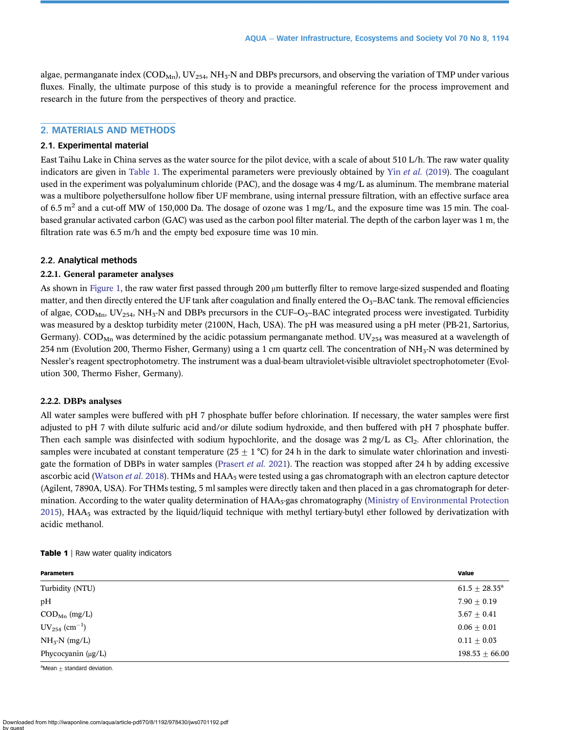algae, permanganate index ($COD_{Mn}$), $UV_{254}$, $NH_3$-N and DBPs precursors, and observing the variation of TMP under various fluxes. Finally, the ultimate purpose of this study is to provide a meaningful reference for the process improvement and research in the future from the perspectives of theory and practice.

## 2. MATERIALS AND METHODS

### 2.1. Experimental material

East Taihu Lake in China serves as the water source for the pilot device, with a scale of about 510 L/h. The raw water quality indicators are given in Table 1. The experimental parameters were previously obtained by Yin *et al.* (2019). The coagulant used in the experiment was polyaluminum chloride (PAC), and the dosage was 4 mg/L as aluminum. The membrane material was a multibore polyethersulfone hollow fiber UF membrane, using internal pressure filtration, with an effective surface area of 6.5 $m^2$ and a cut-off MW of 150,000 Da. The dosage of ozone was 1 mg/L, and the exposure time was 15 min. The coal-based granular activated carbon (GAC) was used as the carbon pool filter material. The depth of the carbon layer was 1 m, the filtration rate was 6.5 m/h and the empty bed exposure time was 10 min.

### 2.2. Analytical methods

#### 2.2.1. General parameter analyses

As shown in Figure 1, the raw water first passed through 200 μm butterfly filter to remove large-sized suspended and floating matter, and then directly entered the UF tank after coagulation and finally entered the $O_3$–BAC tank. The removal efficiencies of algae, $COD_{Mn}$, $UV_{254}$, $NH_3$-N and DBPs precursors in the CUF–$O_3$–BAC integrated process were investigated. Turbidity was measured by a desktop turbidity meter (2100N, Hach, USA). The pH was measured using a pH meter (PB-21, Sartorius, Germany). $COD_{Mn}$ was determined by the acidic potassium permanganate method. $UV_{254}$ was measured at a wavelength of 254 nm (Evolution 200, Thermo Fisher, Germany) using a 1 cm quartz cell. The concentration of $NH_3$-N was determined by Nessler's reagent spectrophotometry. The instrument was a dual-beam ultraviolet-visible ultraviolet spectrophotometer (Evolution 300, Thermo Fisher, Germany).

#### 2.2.2. DBPs analyses

All water samples were buffered with pH 7 phosphate buffer before chlorination. If necessary, the water samples were first adjusted to pH 7 with dilute sulfuric acid and/or dilute sodium hydroxide, and then buffered with pH 7 phosphate buffer. Then each sample was disinfected with sodium hypochlorite, and the dosage was 2 mg/L as $Cl_2$. After chlorination, the samples were incubated at constant temperature (25 ± 1 °C) for 24 h in the dark to simulate water chlorination and investigate the formation of DBPs in water samples (Prasert *et al.* 2021). The reaction was stopped after 24 h by adding excessive ascorbic acid (Watson *et al.* 2018). THMs and $HAA_5$ were tested using a gas chromatograph with an electron capture detector (Agilent, 7890A, USA). For THMs testing, 5 ml samples were directly taken and then placed in a gas chromatograph for determination. According to the water quality determination of $HAA_5$-gas chromatography (Ministry of Environmental Protection 2015), $HAA_5$ was extracted by the liquid/liquid technique with methyl tertiary-butyl ether followed by derivatization with acidic methanol.

**Table 1** | Raw water quality indicators

| Parameters | Value |
|---|---|
| Turbidity (NTU) | 61.5 ± 28.35[a] |
| pH | 7.90 ± 0.19 |
| $COD_{Mn}$ (mg/L) | 3.67 ± 0.41 |
| $UV_{254}$ ($cm^{-1}$) | 0.06 ± 0.01 |
| $NH_3$-N (mg/L) | 0.11 ± 0.03 |
| Phycocyanin (μg/L) | 198.53 ± 66.00 |

[a]Mean ± standard deviation.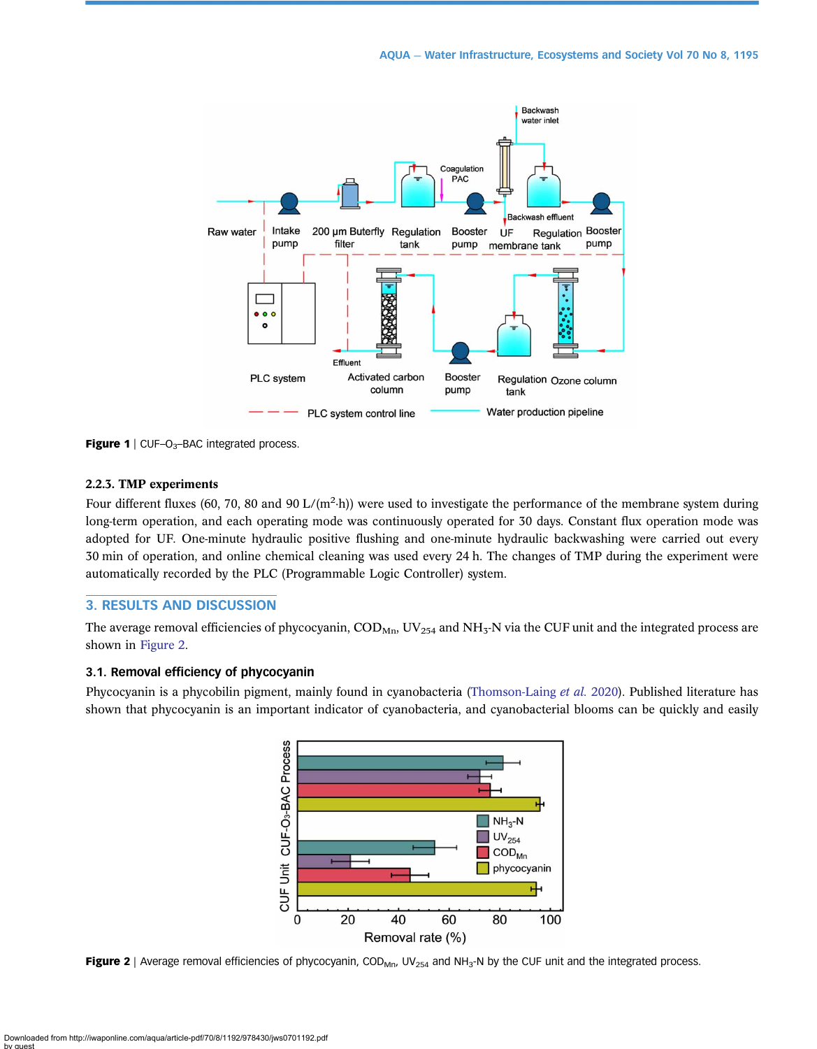Figure 1 | CUF–$O_3$–BAC integrated process.

### 2.2.3. TMP experiments

Four different fluxes (60, 70, 80 and 90 L/($m^2$·h)) were used to investigate the performance of the membrane system during long-term operation, and each operating mode was continuously operated for 30 days. Constant flux operation mode was adopted for UF. One-minute hydraulic positive flushing and one-minute hydraulic backwashing were carried out every 30 min of operation, and online chemical cleaning was used every 24 h. The changes of TMP during the experiment were automatically recorded by the PLC (Programmable Logic Controller) system.

## 3. RESULTS AND DISCUSSION

The average removal efficiencies of phycocyanin, $COD_{Mn}$, $UV_{254}$ and $NH_3$-N via the CUF unit and the integrated process are shown in Figure 2.

### 3.1. Removal efficiency of phycocyanin

Phycocyanin is a phycobilin pigment, mainly found in cyanobacteria (Thomson-Laing *et al.* 2020). Published literature has shown that phycocyanin is an important indicator of cyanobacteria, and cyanobacterial blooms can be quickly and easily

Figure 2 | Average removal efficiencies of phycocyanin, $COD_{Mn}$, $UV_{254}$ and $NH_3$-N by the CUF unit and the integrated process.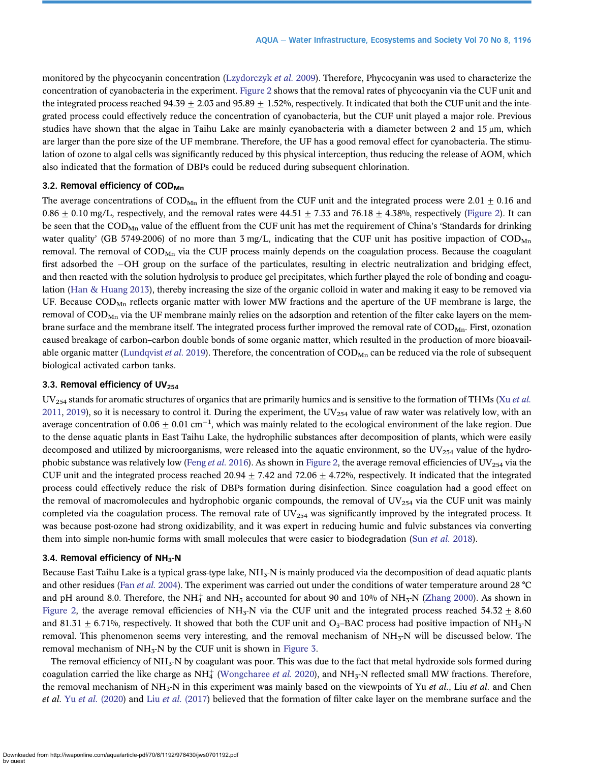monitored by the phycocyanin concentration (Lzydorczyk *et al.* 2009). Therefore, Phycocyanin was used to characterize the concentration of cyanobacteria in the experiment. Figure 2 shows that the removal rates of phycocyanin via the CUF unit and the integrated process reached 94.39 ± 2.03 and 95.89 ± 1.52%, respectively. It indicated that both the CUF unit and the integrated process could effectively reduce the concentration of cyanobacteria, but the CUF unit played a major role. Previous studies have shown that the algae in Taihu Lake are mainly cyanobacteria with a diameter between 2 and 15 μm, which are larger than the pore size of the UF membrane. Therefore, the UF has a good removal effect for cyanobacteria. The stimulation of ozone to algal cells was significantly reduced by this physical interception, thus reducing the release of AOM, which also indicated that the formation of DBPs could be reduced during subsequent chlorination.

### 3.2. Removal efficiency of $COD_{Mn}$

The average concentrations of $COD_{Mn}$ in the effluent from the CUF unit and the integrated process were 2.01 ± 0.16 and 0.86 ± 0.10 mg/L, respectively, and the removal rates were 44.51 ± 7.33 and 76.18 ± 4.38%, respectively (Figure 2). It can be seen that the $COD_{Mn}$ value of the effluent from the CUF unit has met the requirement of China's 'Standards for drinking water quality' (GB 5749-2006) of no more than 3 mg/L, indicating that the CUF unit has positive impaction of $COD_{Mn}$ removal. The removal of $COD_{Mn}$ via the CUF process mainly depends on the coagulation process. Because the coagulant first adsorbed the −OH group on the surface of the particulates, resulting in electric neutralization and bridging effect, and then reacted with the solution hydrolysis to produce gel precipitates, which further played the role of bonding and coagulation (Han & Huang 2013), thereby increasing the size of the organic colloid in water and making it easy to be removed via UF. Because $COD_{Mn}$ reflects organic matter with lower MW fractions and the aperture of the UF membrane is large, the removal of $COD_{Mn}$ via the UF membrane mainly relies on the adsorption and retention of the filter cake layers on the membrane surface and the membrane itself. The integrated process further improved the removal rate of $COD_{Mn}$. First, ozonation caused breakage of carbon–carbon double bonds of some organic matter, which resulted in the production of more bioavailable organic matter (Lundqvist *et al.* 2019). Therefore, the concentration of $COD_{Mn}$ can be reduced via the role of subsequent biological activated carbon tanks.

### 3.3. Removal efficiency of $UV_{254}$

$UV_{254}$ stands for aromatic structures of organics that are primarily humics and is sensitive to the formation of THMs (Xu *et al.* 2011, 2019), so it is necessary to control it. During the experiment, the $UV_{254}$ value of raw water was relatively low, with an average concentration of 0.06 ± 0.01 $cm^{-1}$, which was mainly related to the ecological environment of the lake region. Due to the dense aquatic plants in East Taihu Lake, the hydrophilic substances after decomposition of plants, which were easily decomposed and utilized by microorganisms, were released into the aquatic environment, so the $UV_{254}$ value of the hydrophobic substance was relatively low (Feng *et al.* 2016). As shown in Figure 2, the average removal efficiencies of $UV_{254}$ via the CUF unit and the integrated process reached 20.94 ± 7.42 and 72.06 ± 4.72%, respectively. It indicated that the integrated process could effectively reduce the risk of DBPs formation during disinfection. Since coagulation had a good effect on the removal of macromolecules and hydrophobic organic compounds, the removal of $UV_{254}$ via the CUF unit was mainly completed via the coagulation process. The removal rate of $UV_{254}$ was significantly improved by the integrated process. It was because post-ozone had strong oxidizability, and it was expert in reducing humic and fulvic substances via converting them into simple non-humic forms with small molecules that were easier to biodegradation (Sun *et al.* 2018).

### 3.4. Removal efficiency of $NH_3$-N

Because East Taihu Lake is a typical grass-type lake, $NH_3$-N is mainly produced via the decomposition of dead aquatic plants and other residues (Fan *et al.* 2004). The experiment was carried out under the conditions of water temperature around 28 °C and pH around 8.0. Therefore, the $NH_4^+$ and $NH_3$ accounted for about 90 and 10% of $NH_3$-N (Zhang 2000). As shown in Figure 2, the average removal efficiencies of $NH_3$-N via the CUF unit and the integrated process reached 54.32 ± 8.60 and 81.31 ± 6.71%, respectively. It showed that both the CUF unit and $O_3$–BAC process had positive impaction of $NH_3$-N removal. This phenomenon seems very interesting, and the removal mechanism of $NH_3$-N will be discussed below. The removal mechanism of $NH_3$-N by the CUF unit is shown in Figure 3.

The removal efficiency of $NH_3$-N by coagulant was poor. This was due to the fact that metal hydroxide sols formed during coagulation carried the like charge as $NH_4^+$ (Wongcharee *et al.* 2020), and $NH_3$-N reflected small MW fractions. Therefore, the removal mechanism of $NH_3$-N in this experiment was mainly based on the viewpoints of Yu *et al.*, Liu *et al.* and Chen *et al.* Yu *et al.* (2020) and Liu *et al.* (2017) believed that the formation of filter cake layer on the membrane surface and the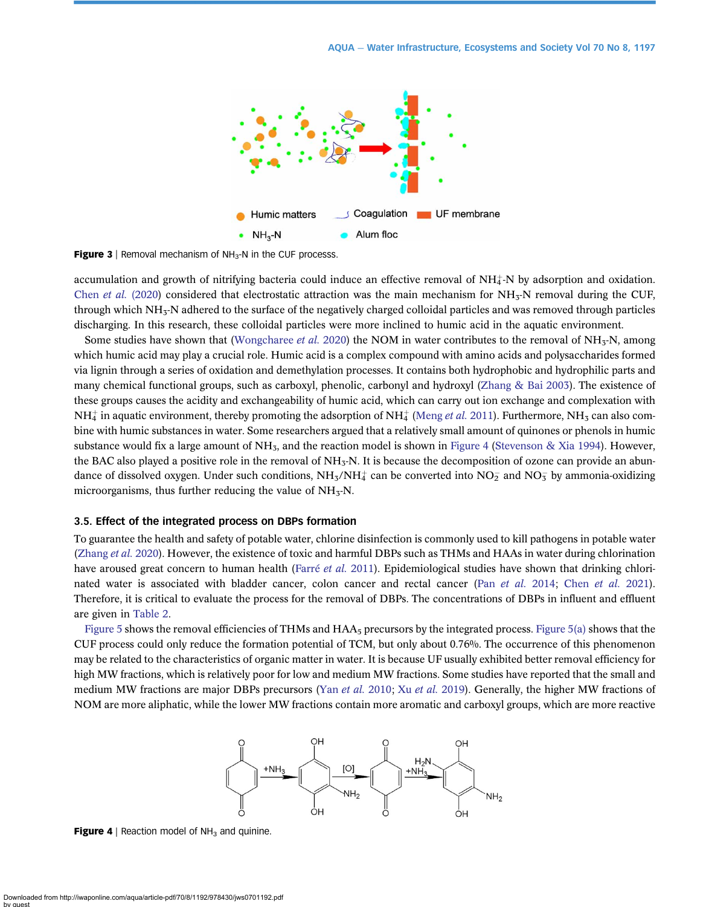Figure 3 | Removal mechanism of $NH_3$-N in the CUF processs.

accumulation and growth of nitrifying bacteria could induce an effective removal of $NH_4^+$-N by adsorption and oxidation. Chen *et al.* (2020) considered that electrostatic attraction was the main mechanism for $NH_3$-N removal during the CUF, through which $NH_3$-N adhered to the surface of the negatively charged colloidal particles and was removed through particles discharging. In this research, these colloidal particles were more inclined to humic acid in the aquatic environment.

Some studies have shown that (Wongcharee *et al.* 2020) the NOM in water contributes to the removal of $NH_3$-N, among which humic acid may play a crucial role. Humic acid is a complex compound with amino acids and polysaccharides formed via lignin through a series of oxidation and demethylation processes. It contains both hydrophobic and hydrophilic parts and many chemical functional groups, such as carboxyl, phenolic, carbonyl and hydroxyl (Zhang & Bai 2003). The existence of these groups causes the acidity and exchangeability of humic acid, which can carry out ion exchange and complexation with $NH_4^+$ in aquatic environment, thereby promoting the adsorption of $NH_4^+$ (Meng *et al.* 2011). Furthermore, $NH_3$ can also combine with humic substances in water. Some researchers argued that a relatively small amount of quinones or phenols in humic substance would fix a large amount of $NH_3$, and the reaction model is shown in Figure 4 (Stevenson & Xia 1994). However, the BAC also played a positive role in the removal of $NH_3$-N. It is because the decomposition of ozone can provide an abundance of dissolved oxygen. Under such conditions, $NH_3/NH_4^+$ can be converted into $NO_2^-$ and $NO_3^-$ by ammonia-oxidizing microorganisms, thus further reducing the value of $NH_3$-N.

### 3.5. Effect of the integrated process on DBPs formation

To guarantee the health and safety of potable water, chlorine disinfection is commonly used to kill pathogens in potable water (Zhang *et al.* 2020). However, the existence of toxic and harmful DBPs such as THMs and HAAs in water during chlorination have aroused great concern to human health (Farré *et al.* 2011). Epidemiological studies have shown that drinking chlorinated water is associated with bladder cancer, colon cancer and rectal cancer (Pan *et al.* 2014; Chen *et al.* 2021). Therefore, it is critical to evaluate the process for the removal of DBPs. The concentrations of DBPs in influent and effluent are given in Table 2.

Figure 5 shows the removal efficiencies of THMs and $HAA_5$ precursors by the integrated process. Figure 5(a) shows that the CUF process could only reduce the formation potential of TCM, but only about 0.76%. The occurrence of this phenomenon may be related to the characteristics of organic matter in water. It is because UF usually exhibited better removal efficiency for high MW fractions, which is relatively poor for low and medium MW fractions. Some studies have reported that the small and medium MW fractions are major DBPs precursors (Yan *et al.* 2010; Xu *et al.* 2019). Generally, the higher MW fractions of NOM are more aliphatic, while the lower MW fractions contain more aromatic and carboxyl groups, which are more reactive

Figure 4 | Reaction model of $NH_3$ and quinine.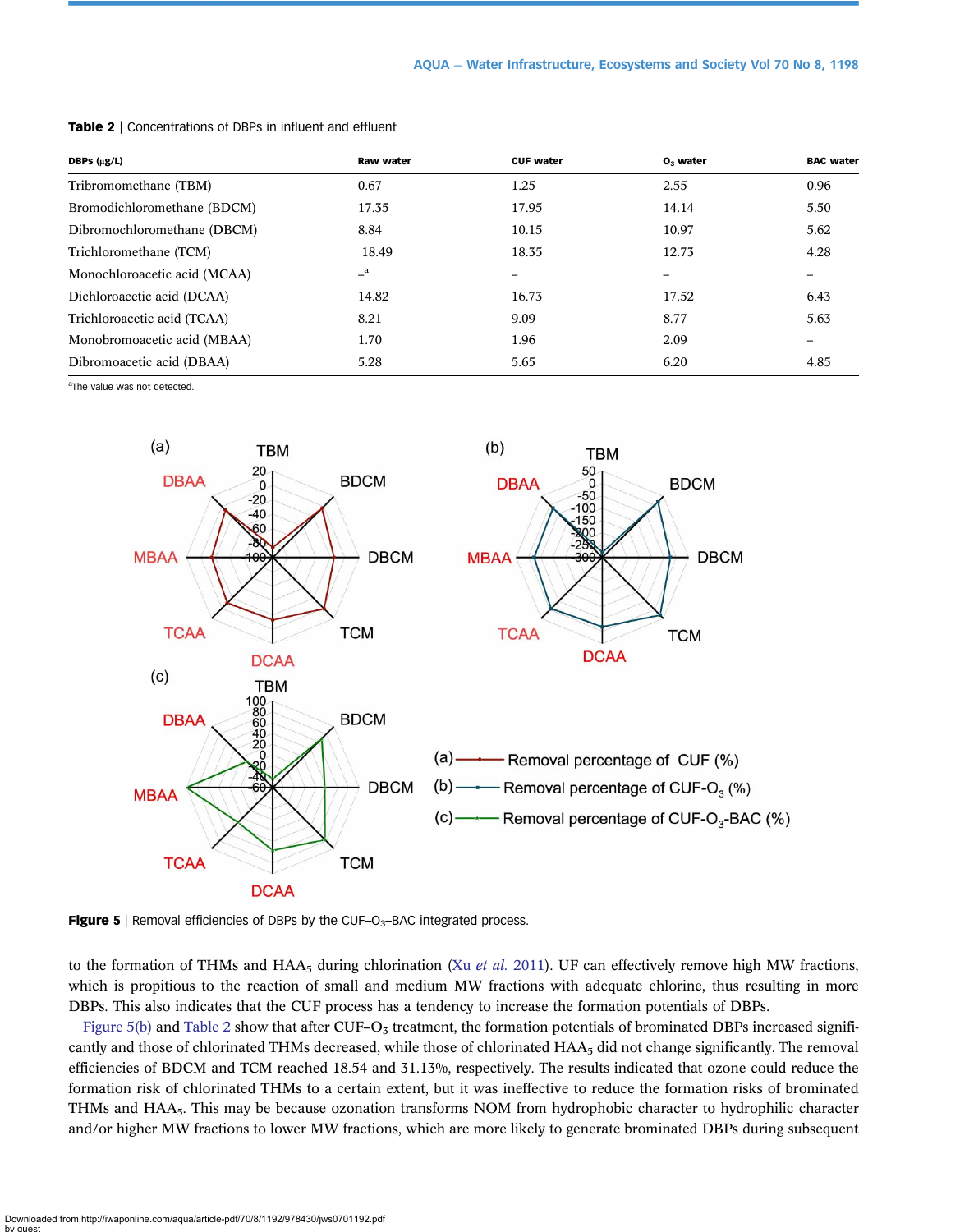**Table 2** | Concentrations of DBPs in influent and effluent

| DBPs (μg/L) | Raw water | CUF water | $O_3$ water | BAC water |
|---|---|---|---|---|
| Tribromomethane (TBM) | 0.67 | 1.25 | 2.55 | 0.96 |
| Bromodichloromethane (BDCM) | 17.35 | 17.95 | 14.14 | 5.50 |
| Dibromochloromethane (DBCM) | 8.84 | 10.15 | 10.97 | 5.62 |
| Trichloromethane (TCM) | 18.49 | 18.35 | 12.73 | 4.28 |
| Monochloroacetic acid (MCAA) | –[a] | – | – | – |
| Dichloroacetic acid (DCAA) | 14.82 | 16.73 | 17.52 | 6.43 |
| Trichloroacetic acid (TCAA) | 8.21 | 9.09 | 8.77 | 5.63 |
| Monobromoacetic acid (MBAA) | 1.70 | 1.96 | 2.09 | – |
| Dibromoacetic acid (DBAA) | 5.28 | 5.65 | 6.20 | 4.85 |

[a]The value was not detected.

**Figure 5** | Removal efficiencies of DBPs by the CUF–$O_3$–BAC integrated process.

to the formation of THMs and $HAA_5$ during chlorination (Xu *et al.* 2011). UF can effectively remove high MW fractions, which is propitious to the reaction of small and medium MW fractions with adequate chlorine, thus resulting in more DBPs. This also indicates that the CUF process has a tendency to increase the formation potentials of DBPs.

Figure 5(b) and Table 2 show that after CUF–$O_3$ treatment, the formation potentials of brominated DBPs increased significantly and those of chlorinated THMs decreased, while those of chlorinated $HAA_5$ did not change significantly. The removal efficiencies of BDCM and TCM reached 18.54 and 31.13%, respectively. The results indicated that ozone could reduce the formation risk of chlorinated THMs to a certain extent, but it was ineffective to reduce the formation risks of brominated THMs and $HAA_5$. This may be because ozonation transforms NOM from hydrophobic character to hydrophilic character and/or higher MW fractions to lower MW fractions, which are more likely to generate brominated DBPs during subsequent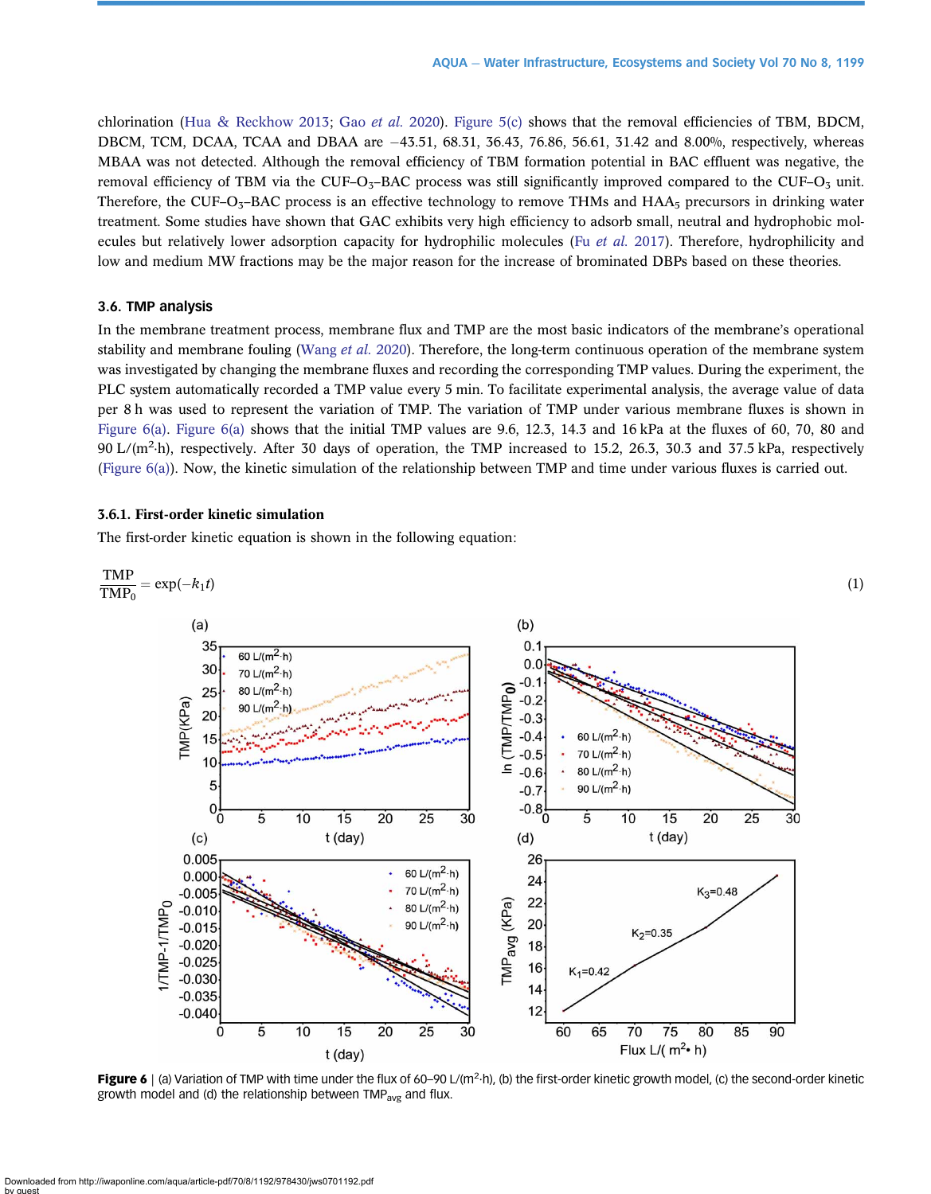chlorination (Hua & Reckhow 2013; Gao *et al.* 2020). Figure 5(c) shows that the removal efficiencies of TBM, BDCM, DBCM, TCM, DCAA, TCAA and DBAA are −43.51, 68.31, 36.43, 76.86, 56.61, 31.42 and 8.00%, respectively, whereas MBAA was not detected. Although the removal efficiency of TBM formation potential in BAC effluent was negative, the removal efficiency of TBM via the CUF–$O_3$–BAC process was still significantly improved compared to the CUF–$O_3$ unit. Therefore, the CUF–$O_3$–BAC process is an effective technology to remove THMs and $HAA_5$ precursors in drinking water treatment. Some studies have shown that GAC exhibits very high efficiency to adsorb small, neutral and hydrophobic molecules but relatively lower adsorption capacity for hydrophilic molecules (Fu *et al.* 2017). Therefore, hydrophilicity and low and medium MW fractions may be the major reason for the increase of brominated DBPs based on these theories.

### 3.6. TMP analysis

In the membrane treatment process, membrane flux and TMP are the most basic indicators of the membrane's operational stability and membrane fouling (Wang *et al.* 2020). Therefore, the long-term continuous operation of the membrane system was investigated by changing the membrane fluxes and recording the corresponding TMP values. During the experiment, the PLC system automatically recorded a TMP value every 5 min. To facilitate experimental analysis, the average value of data per 8 h was used to represent the variation of TMP. The variation of TMP under various membrane fluxes is shown in Figure 6(a). Figure 6(a) shows that the initial TMP values are 9.6, 12.3, 14.3 and 16 kPa at the fluxes of 60, 70, 80 and 90 L/($m^2$·h), respectively. After 30 days of operation, the TMP increased to 15.2, 26.3, 30.3 and 37.5 kPa, respectively (Figure 6(a)). Now, the kinetic simulation of the relationship between TMP and time under various fluxes is carried out.

#### 3.6.1. First-order kinetic simulation

The first-order kinetic equation is shown in the following equation:

$$\frac{\text{TMP}}{\text{TMP}_0} = \exp(-k_1 t) \tag{1}$$

**Figure 6** | (a) Variation of TMP with time under the flux of 60–90 L/($m^2$·h), (b) the first-order kinetic growth model, (c) the second-order kinetic growth model and (d) the relationship between $\text{TMP}_{avg}$ and flux.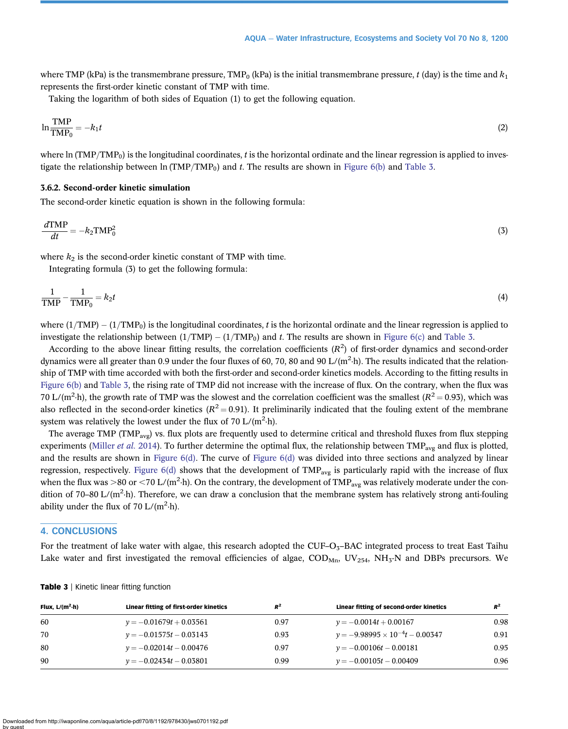where TMP (kPa) is the transmembrane pressure, $TMP_0$ (kPa) is the initial transmembrane pressure, $t$ (day) is the time and $k_1$ represents the first-order kinetic constant of TMP with time.

Taking the logarithm of both sides of Equation (1) to get the following equation.

$$\ln \frac{TMP}{TMP_0} = -k_1 t \tag{2}$$

where $\ln (TMP/TMP_0)$ is the longitudinal coordinates, $t$ is the horizontal ordinate and the linear regression is applied to investigate the relationship between $\ln (TMP/TMP_0)$ and $t$. The results are shown in Figure 6(b) and Table 3.

### 3.6.2. Second-order kinetic simulation

The second-order kinetic equation is shown in the following formula:

$$\frac{dTMP}{dt} = -k_2 TMP_0^2 \tag{3}$$

where $k_2$ is the second-order kinetic constant of TMP with time.

Integrating formula (3) to get the following formula:

$$\frac{1}{TMP} - \frac{1}{TMP_0} = k_2 t \tag{4}$$

where $(1/TMP) - (1/TMP_0)$ is the longitudinal coordinates, $t$ is the horizontal ordinate and the linear regression is applied to investigate the relationship between $(1/TMP) - (1/TMP_0)$ and $t$. The results are shown in Figure 6(c) and Table 3.

According to the above linear fitting results, the correlation coefficients ($R^2$) of first-order dynamics and second-order dynamics were all greater than 0.9 under the four fluxes of 60, 70, 80 and 90 L/($m^2$·h). The results indicated that the relationship of TMP with time accorded with both the first-order and second-order kinetics models. According to the fitting results in Figure 6(b) and Table 3, the rising rate of TMP did not increase with the increase of flux. On the contrary, when the flux was 70 L/($m^2$·h), the growth rate of TMP was the slowest and the correlation coefficient was the smallest ($R^2 = 0.93$), which was also reflected in the second-order kinetics ($R^2 = 0.91$). It preliminarily indicated that the fouling extent of the membrane system was relatively the lowest under the flux of 70 L/($m^2$·h).

The average TMP ($TMP_{avg}$) vs. flux plots are frequently used to determine critical and threshold fluxes from flux stepping experiments (Miller *et al.* 2014). To further determine the optimal flux, the relationship between $TMP_{avg}$ and flux is plotted, and the results are shown in Figure 6(d). The curve of Figure 6(d) was divided into three sections and analyzed by linear regression, respectively. Figure 6(d) shows that the development of $TMP_{avg}$ is particularly rapid with the increase of flux when the flux was >80 or <70 L/($m^2$·h). On the contrary, the development of $TMP_{avg}$ was relatively moderate under the condition of 70–80 L/($m^2$·h). Therefore, we can draw a conclusion that the membrane system has relatively strong anti-fouling ability under the flux of 70 L/($m^2$·h).

## 4. CONCLUSIONS

For the treatment of lake water with algae, this research adopted the CUF–$O_3$–BAC integrated process to treat East Taihu Lake water and first investigated the removal efficiencies of algae, $COD_{Mn}$, $UV_{254}$, $NH_3$-N and DBPs precursors. We

**Table 3** | Kinetic linear fitting function

| Flux, L/($m^2$·h) | Linear fitting of first-order kinetics | $R^2$ | Linear fitting of second-order kinetics | $R^2$ |
|---|---|---|---|---|
| 60 | $y = -0.01679t + 0.03561$ | 0.97 | $y = -0.0014t + 0.00167$ | 0.98 |
| 70 | $y = -0.01575t - 0.03143$ | 0.93 | $y = -9.98995 \times 10^{-4}t - 0.00347$ | 0.91 |
| 80 | $y = -0.02014t - 0.00476$ | 0.97 | $y = -0.00106t - 0.00181$ | 0.95 |
| 90 | $y = -0.02434t - 0.03801$ | 0.99 | $y = -0.00105t - 0.00409$ | 0.96 |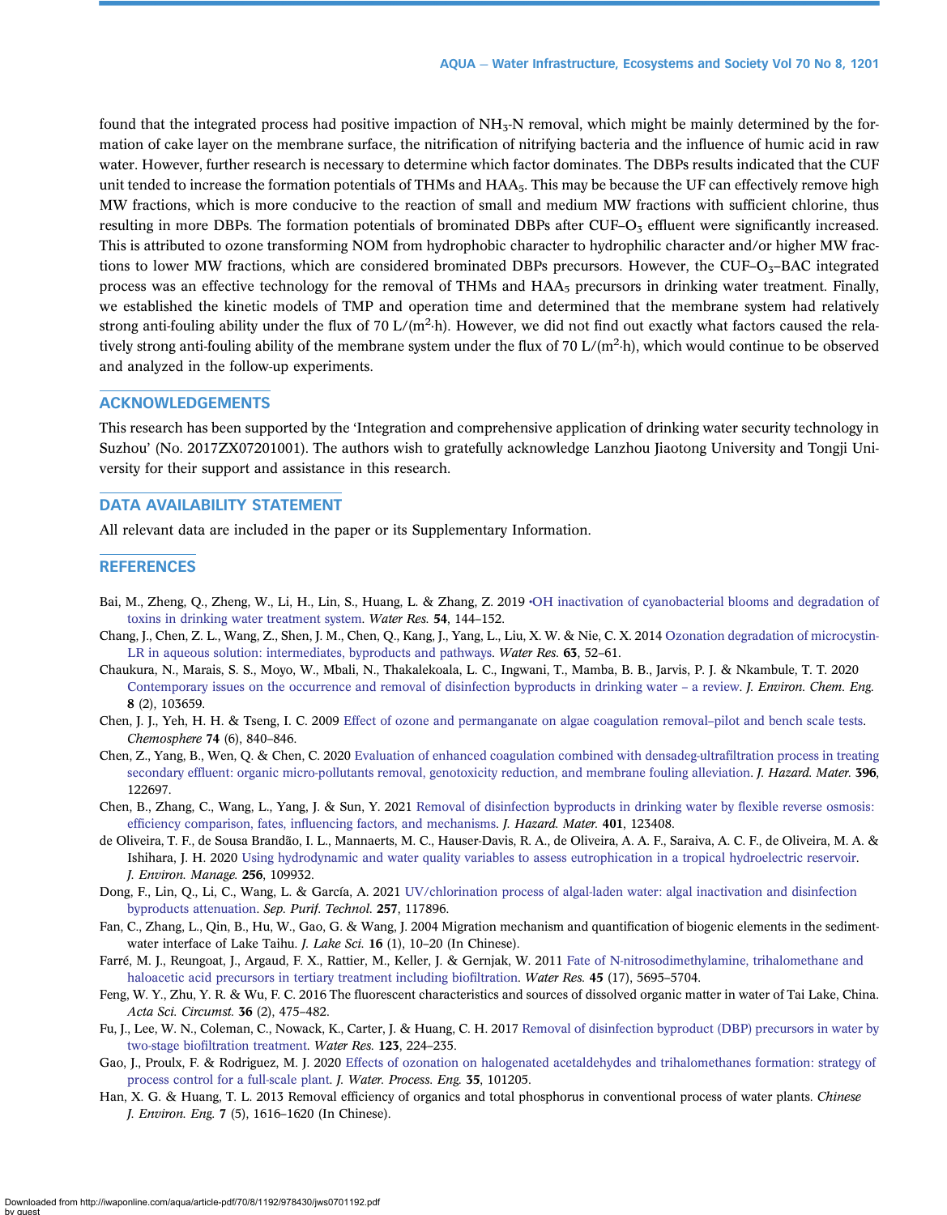found that the integrated process had positive impaction of $NH_3$-N removal, which might be mainly determined by the formation of cake layer on the membrane surface, the nitrification of nitrifying bacteria and the influence of humic acid in raw water. However, further research is necessary to determine which factor dominates. The DBPs results indicated that the CUF unit tended to increase the formation potentials of THMs and $HAA_5$. This may be because the UF can effectively remove high MW fractions, which is more conducive to the reaction of small and medium MW fractions with sufficient chlorine, thus resulting in more DBPs. The formation potentials of brominated DBPs after CUF–$O_3$ effluent were significantly increased. This is attributed to ozone transforming NOM from hydrophobic character to hydrophilic character and/or higher MW fractions to lower MW fractions, which are considered brominated DBPs precursors. However, the CUF–$O_3$–BAC integrated process was an effective technology for the removal of THMs and $HAA_5$ precursors in drinking water treatment. Finally, we established the kinetic models of TMP and operation time and determined that the membrane system had relatively strong anti-fouling ability under the flux of 70 L/($m^2$·h). However, we did not find out exactly what factors caused the relatively strong anti-fouling ability of the membrane system under the flux of 70 L/($m^2$·h), which would continue to be observed and analyzed in the follow-up experiments.

## ACKNOWLEDGEMENTS

This research has been supported by the 'Integration and comprehensive application of drinking water security technology in Suzhou' (No. 2017ZX07201001). The authors wish to gratefully acknowledge Lanzhou Jiaotong University and Tongji University for their support and assistance in this research.

## DATA AVAILABILITY STATEMENT

All relevant data are included in the paper or its Supplementary Information.

## REFERENCES

Bai, M., Zheng, Q., Zheng, W., Li, H., Lin, S., Huang, L. & Zhang, Z. 2019 •OH inactivation of cyanobacterial blooms and degradation of toxins in drinking water treatment system. *Water Res.* **54**, 144–152.

Chang, J., Chen, Z. L., Wang, Z., Shen, J. M., Chen, Q., Kang, J., Yang, L., Liu, X. W. & Nie, C. X. 2014 Ozonation degradation of microcystin-LR in aqueous solution: intermediates, byproducts and pathways. *Water Res.* **63**, 52–61.

Chaukura, N., Marais, S. S., Moyo, W., Mbali, N., Thakalekoala, L. C., Ingwani, T., Mamba, B. B., Jarvis, P. J. & Nkambule, T. T. 2020 Contemporary issues on the occurrence and removal of disinfection byproducts in drinking water – a review. *J. Environ. Chem. Eng.* **8** (2), 103659.

Chen, J. J., Yeh, H. H. & Tseng, I. C. 2009 Effect of ozone and permanganate on algae coagulation removal–pilot and bench scale tests. *Chemosphere* **74** (6), 840–846.

Chen, Z., Yang, B., Wen, Q. & Chen, C. 2020 Evaluation of enhanced coagulation combined with densadeg-ultrafiltration process in treating secondary effluent: organic micro-pollutants removal, genotoxicity reduction, and membrane fouling alleviation. *J. Hazard. Mater.* **396**, 122697.

Chen, B., Zhang, C., Wang, L., Yang, J. & Sun, Y. 2021 Removal of disinfection byproducts in drinking water by flexible reverse osmosis: efficiency comparison, fates, influencing factors, and mechanisms. *J. Hazard. Mater.* **401**, 123408.

de Oliveira, T. F., de Sousa Brandão, I. L., Mannaerts, M. C., Hauser-Davis, R. A., de Oliveira, A. A. F., Saraiva, A. C. F., de Oliveira, M. A. & Ishihara, J. H. 2020 Using hydrodynamic and water quality variables to assess eutrophication in a tropical hydroelectric reservoir. *J. Environ. Manage.* **256**, 109932.

Dong, F., Lin, Q., Li, C., Wang, L. & García, A. 2021 UV/chlorination process of algal-laden water: algal inactivation and disinfection byproducts attenuation. *Sep. Purif. Technol.* **257**, 117896.

Fan, C., Zhang, L., Qin, B., Hu, W., Gao, G. & Wang, J. 2004 Migration mechanism and quantification of biogenic elements in the sediment-water interface of Lake Taihu. *J. Lake Sci.* **16** (1), 10–20 (In Chinese).

Farré, M. J., Reungoat, J., Argaud, F. X., Rattier, M., Keller, J. & Gernjak, W. 2011 Fate of N-nitrosodimethylamine, trihalomethane and haloacetic acid precursors in tertiary treatment including biofiltration. *Water Res.* **45** (17), 5695–5704.

Feng, W. Y., Zhu, Y. R. & Wu, F. C. 2016 The fluorescent characteristics and sources of dissolved organic matter in water of Tai Lake, China. *Acta Sci. Circumst.* **36** (2), 475–482.

Fu, J., Lee, W. N., Coleman, C., Nowack, K., Carter, J. & Huang, C. H. 2017 Removal of disinfection byproduct (DBP) precursors in water by two-stage biofiltration treatment. *Water Res.* **123**, 224–235.

Gao, J., Proulx, F. & Rodriguez, M. J. 2020 Effects of ozonation on halogenated acetaldehydes and trihalomethanes formation: strategy of process control for a full-scale plant. *J. Water. Process. Eng.* **35**, 101205.

Han, X. G. & Huang, T. L. 2013 Removal efficiency of organics and total phosphorus in conventional process of water plants. *Chinese J. Environ. Eng.* **7** (5), 1616–1620 (In Chinese).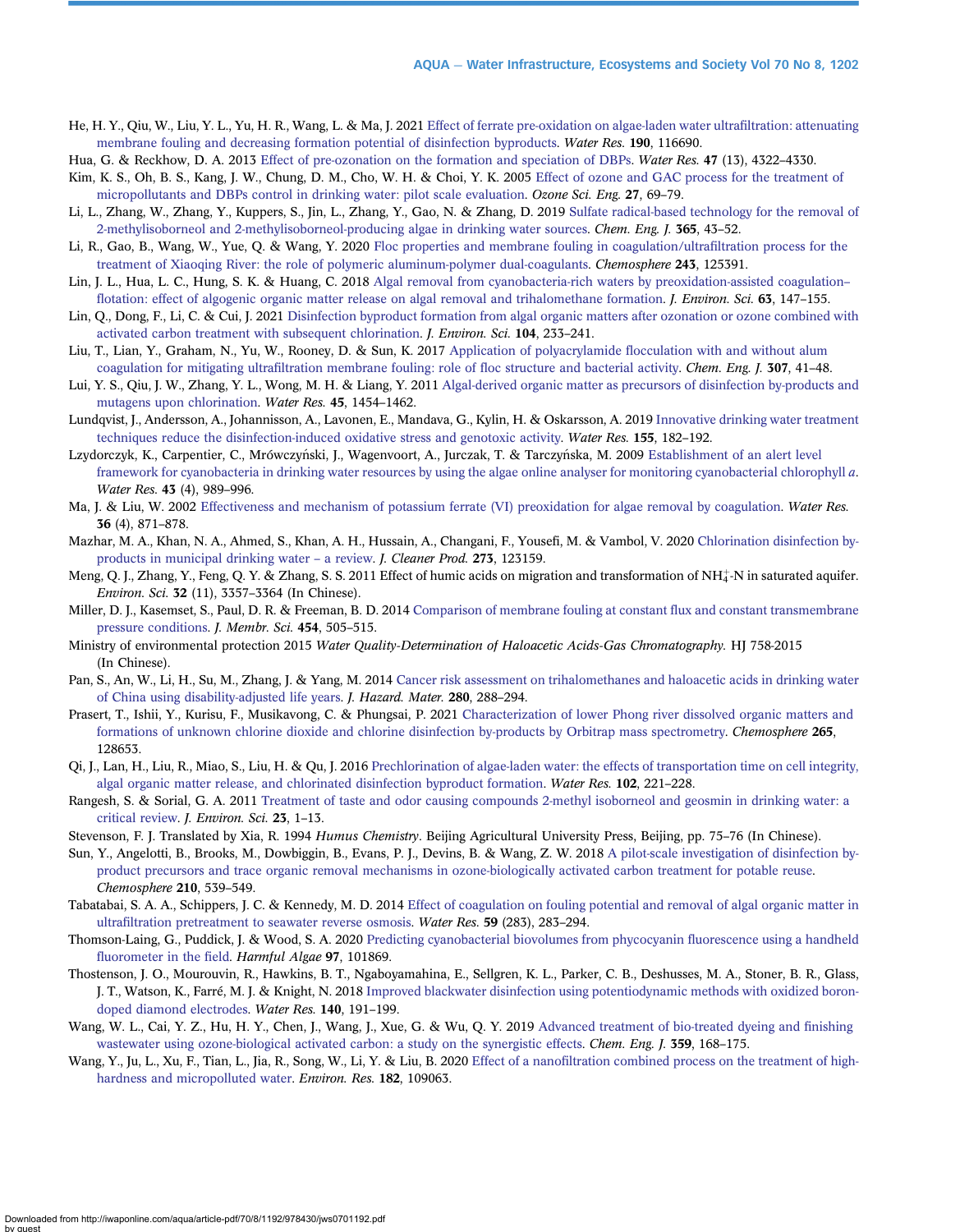He, H. Y., Qiu, W., Liu, Y. L., Yu, H. R., Wang, L. & Ma, J. 2021 Effect of ferrate pre-oxidation on algae-laden water ultrafiltration: attenuating membrane fouling and decreasing formation potential of disinfection byproducts. *Water Res.* **190**, 116690.

Hua, G. & Reckhow, D. A. 2013 Effect of pre-ozonation on the formation and speciation of DBPs. *Water Res.* **47** (13), 4322–4330.

Kim, K. S., Oh, B. S., Kang, J. W., Chung, D. M., Cho, W. H. & Choi, Y. K. 2005 Effect of ozone and GAC process for the treatment of micropollutants and DBPs control in drinking water: pilot scale evaluation. *Ozone Sci. Eng.* **27**, 69–79.

Li, L., Zhang, W., Zhang, Y., Kuppers, S., Jin, L., Zhang, Y., Gao, N. & Zhang, D. 2019 Sulfate radical-based technology for the removal of 2-methylisoborneol and 2-methylisoborneol-producing algae in drinking water sources. *Chem. Eng. J.* **365**, 43–52.

Li, R., Gao, B., Wang, W., Yue, Q. & Wang, Y. 2020 Floc properties and membrane fouling in coagulation/ultrafiltration process for the treatment of Xiaoqing River: the role of polymeric aluminum-polymer dual-coagulants. *Chemosphere* **243**, 125391.

Lin, J. L., Hua, L. C., Hung, S. K. & Huang, C. 2018 Algal removal from cyanobacteria-rich waters by preoxidation-assisted coagulation–flotation: effect of algogenic organic matter release on algal removal and trihalomethane formation. *J. Environ. Sci.* **63**, 147–155.

Lin, Q., Dong, F., Li, C. & Cui, J. 2021 Disinfection byproduct formation from algal organic matters after ozonation or ozone combined with activated carbon treatment with subsequent chlorination. *J. Environ. Sci.* **104**, 233–241.

Liu, T., Lian, Y., Graham, N., Yu, W., Rooney, D. & Sun, K. 2017 Application of polyacrylamide flocculation with and without alum coagulation for mitigating ultrafiltration membrane fouling: role of floc structure and bacterial activity. *Chem. Eng. J.* **307**, 41–48.

Lui, Y. S., Qiu, J. W., Zhang, Y. L., Wong, M. H. & Liang, Y. 2011 Algal-derived organic matter as precursors of disinfection by-products and mutagens upon chlorination. *Water Res.* **45**, 1454–1462.

Lundqvist, J., Andersson, A., Johannisson, A., Lavonen, E., Mandava, G., Kylin, H. & Oskarsson, A. 2019 Innovative drinking water treatment techniques reduce the disinfection-induced oxidative stress and genotoxic activity. *Water Res.* **155**, 182–192.

Lzydorczyk, K., Carpentier, C., Mrówczyński, J., Wagenvoort, A., Jurczak, T. & Tarczyńska, M. 2009 Establishment of an alert level framework for cyanobacteria in drinking water resources by using the algae online analyser for monitoring cyanobacterial chlorophyll *a*. *Water Res.* **43** (4), 989–996.

Ma, J. & Liu, W. 2002 Effectiveness and mechanism of potassium ferrate (VI) preoxidation for algae removal by coagulation. *Water Res.* **36** (4), 871–878.

Mazhar, M. A., Khan, N. A., Ahmed, S., Khan, A. H., Hussain, A., Changani, F., Yousefi, M. & Vambol, V. 2020 Chlorination disinfection by-products in municipal drinking water – a review. *J. Cleaner Prod.* **273**, 123159.

Meng, Q. J., Zhang, Y., Feng, Q. Y. & Zhang, S. S. 2011 Effect of humic acids on migration and transformation of $NH_4^+$-N in saturated aquifer. *Environ. Sci.* **32** (11), 3357–3364 (In Chinese).

Miller, D. J., Kasemset, S., Paul, D. R. & Freeman, B. D. 2014 Comparison of membrane fouling at constant flux and constant transmembrane pressure conditions. *J. Membr. Sci.* **454**, 505–515.

Ministry of environmental protection 2015 *Water Quality-Determination of Haloacetic Acids-Gas Chromatography*. HJ 758-2015 (In Chinese).

Pan, S., An, W., Li, H., Su, M., Zhang, J. & Yang, M. 2014 Cancer risk assessment on trihalomethanes and haloacetic acids in drinking water of China using disability-adjusted life years. *J. Hazard. Mater.* **280**, 288–294.

Prasert, T., Ishii, Y., Kurisu, F., Musikavong, C. & Phungsai, P. 2021 Characterization of lower Phong river dissolved organic matters and formations of unknown chlorine dioxide and chlorine disinfection by-products by Orbitrap mass spectrometry. *Chemosphere* **265**, 128653.

Qi, J., Lan, H., Liu, R., Miao, S., Liu, H. & Qu, J. 2016 Prechlorination of algae-laden water: the effects of transportation time on cell integrity, algal organic matter release, and chlorinated disinfection byproduct formation. *Water Res.* **102**, 221–228.

Rangesh, S. & Sorial, G. A. 2011 Treatment of taste and odor causing compounds 2-methyl isoborneol and geosmin in drinking water: a critical review. *J. Environ. Sci.* **23**, 1–13.

Stevenson, F. J. Translated by Xia, R. 1994 *Humus Chemistry*. Beijing Agricultural University Press, Beijing, pp. 75–76 (In Chinese).

Sun, Y., Angelotti, B., Brooks, M., Dowbiggin, B., Evans, P. J., Devins, B. & Wang, Z. W. 2018 A pilot-scale investigation of disinfection by-product precursors and trace organic removal mechanisms in ozone-biologically activated carbon treatment for potable reuse. *Chemosphere* **210**, 539–549.

Tabatabai, S. A. A., Schippers, J. C. & Kennedy, M. D. 2014 Effect of coagulation on fouling potential and removal of algal organic matter in ultrafiltration pretreatment to seawater reverse osmosis. *Water Res.* **59** (283), 283–294.

Thomson-Laing, G., Puddick, J. & Wood, S. A. 2020 Predicting cyanobacterial biovolumes from phycocyanin fluorescence using a handheld fluorometer in the field. *Harmful Algae* **97**, 101869.

Thostenson, J. O., Mourouvin, R., Hawkins, B. T., Ngaboyamahina, E., Sellgren, K. L., Parker, C. B., Deshusses, M. A., Stoner, B. R., Glass, J. T., Watson, K., Farré, M. J. & Knight, N. 2018 Improved blackwater disinfection using potentiodynamic methods with oxidized boron-doped diamond electrodes. *Water Res.* **140**, 191–199.

Wang, W. L., Cai, Y. Z., Hu, H. Y., Chen, J., Wang, J., Xue, G. & Wu, Q. Y. 2019 Advanced treatment of bio-treated dyeing and finishing wastewater using ozone-biological activated carbon: a study on the synergistic effects. *Chem. Eng. J.* **359**, 168–175.

Wang, Y., Ju, L., Xu, F., Tian, L., Jia, R., Song, W., Li, Y. & Liu, B. 2020 Effect of a nanofiltration combined process on the treatment of high-hardness and micropolluted water. *Environ. Res.* **182**, 109063.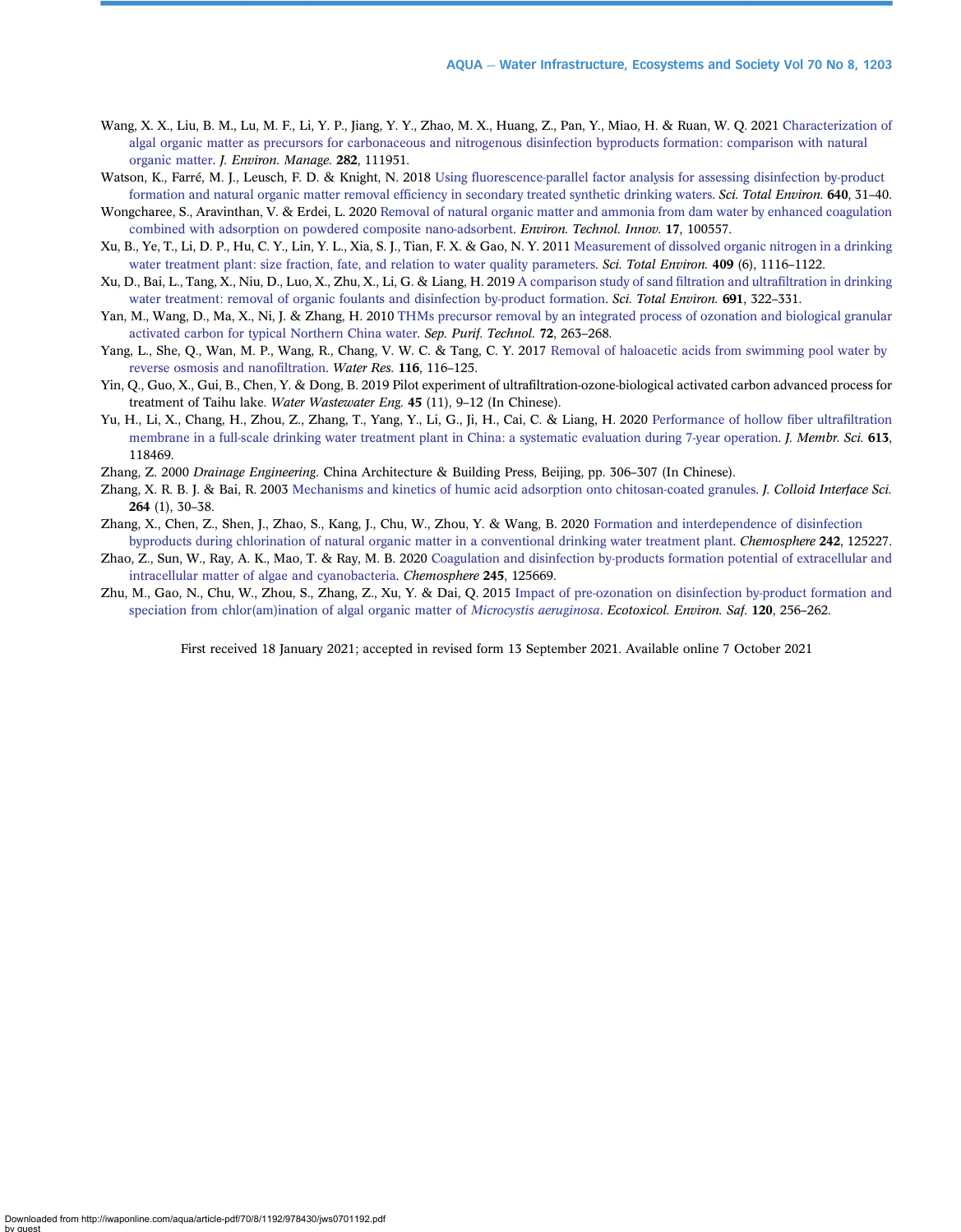Wang, X. X., Liu, B. M., Lu, M. F., Li, Y. P., Jiang, Y. Y., Zhao, M. X., Huang, Z., Pan, Y., Miao, H. & Ruan, W. Q. 2021 Characterization of algal organic matter as precursors for carbonaceous and nitrogenous disinfection byproducts formation: comparison with natural organic matter. *J. Environ. Manage.* **282**, 111951.

Watson, K., Farré, M. J., Leusch, F. D. & Knight, N. 2018 Using fluorescence-parallel factor analysis for assessing disinfection by-product formation and natural organic matter removal efficiency in secondary treated synthetic drinking waters. *Sci. Total Environ.* **640**, 31–40.

Wongcharee, S., Aravinthan, V. & Erdei, L. 2020 Removal of natural organic matter and ammonia from dam water by enhanced coagulation combined with adsorption on powdered composite nano-adsorbent. *Environ. Technol. Innov.* **17**, 100557.

Xu, B., Ye, T., Li, D. P., Hu, C. Y., Lin, Y. L., Xia, S. J., Tian, F. X. & Gao, N. Y. 2011 Measurement of dissolved organic nitrogen in a drinking water treatment plant: size fraction, fate, and relation to water quality parameters. *Sci. Total Environ.* **409** (6), 1116–1122.

Xu, D., Bai, L., Tang, X., Niu, D., Luo, X., Zhu, X., Li, G. & Liang, H. 2019 A comparison study of sand filtration and ultrafiltration in drinking water treatment: removal of organic foulants and disinfection by-product formation. *Sci. Total Environ.* **691**, 322–331.

Yan, M., Wang, D., Ma, X., Ni, J. & Zhang, H. 2010 THMs precursor removal by an integrated process of ozonation and biological granular activated carbon for typical Northern China water. *Sep. Purif. Technol.* **72**, 263–268.

Yang, L., She, Q., Wan, M. P., Wang, R., Chang, V. W. C. & Tang, C. Y. 2017 Removal of haloacetic acids from swimming pool water by reverse osmosis and nanofiltration. *Water Res.* **116**, 116–125.

Yin, Q., Guo, X., Gui, B., Chen, Y. & Dong, B. 2019 Pilot experiment of ultrafiltration-ozone-biological activated carbon advanced process for treatment of Taihu lake. *Water Wastewater Eng.* **45** (11), 9–12 (In Chinese).

Yu, H., Li, X., Chang, H., Zhou, Z., Zhang, T., Yang, Y., Li, G., Ji, H., Cai, C. & Liang, H. 2020 Performance of hollow fiber ultrafiltration membrane in a full-scale drinking water treatment plant in China: a systematic evaluation during 7-year operation. *J. Membr. Sci.* **613**, 118469.

Zhang, Z. 2000 *Drainage Engineering*. China Architecture & Building Press, Beijing, pp. 306–307 (In Chinese).

Zhang, X. R. B. J. & Bai, R. 2003 Mechanisms and kinetics of humic acid adsorption onto chitosan-coated granules. *J. Colloid Interface Sci.* **264** (1), 30–38.

Zhang, X., Chen, Z., Shen, J., Zhao, S., Kang, J., Chu, W., Zhou, Y. & Wang, B. 2020 Formation and interdependence of disinfection byproducts during chlorination of natural organic matter in a conventional drinking water treatment plant. *Chemosphere* **242**, 125227.

Zhao, Z., Sun, W., Ray, A. K., Mao, T. & Ray, M. B. 2020 Coagulation and disinfection by-products formation potential of extracellular and intracellular matter of algae and cyanobacteria. *Chemosphere* **245**, 125669.

Zhu, M., Gao, N., Chu, W., Zhou, S., Zhang, Z., Xu, Y. & Dai, Q. 2015 Impact of pre-ozonation on disinfection by-product formation and speciation from chlor(am)ination of algal organic matter of *Microcystis aeruginosa*. *Ecotoxicol. Environ. Saf.* **120**, 256–262.

First received 18 January 2021; accepted in revised form 13 September 2021. Available online 7 October 2021